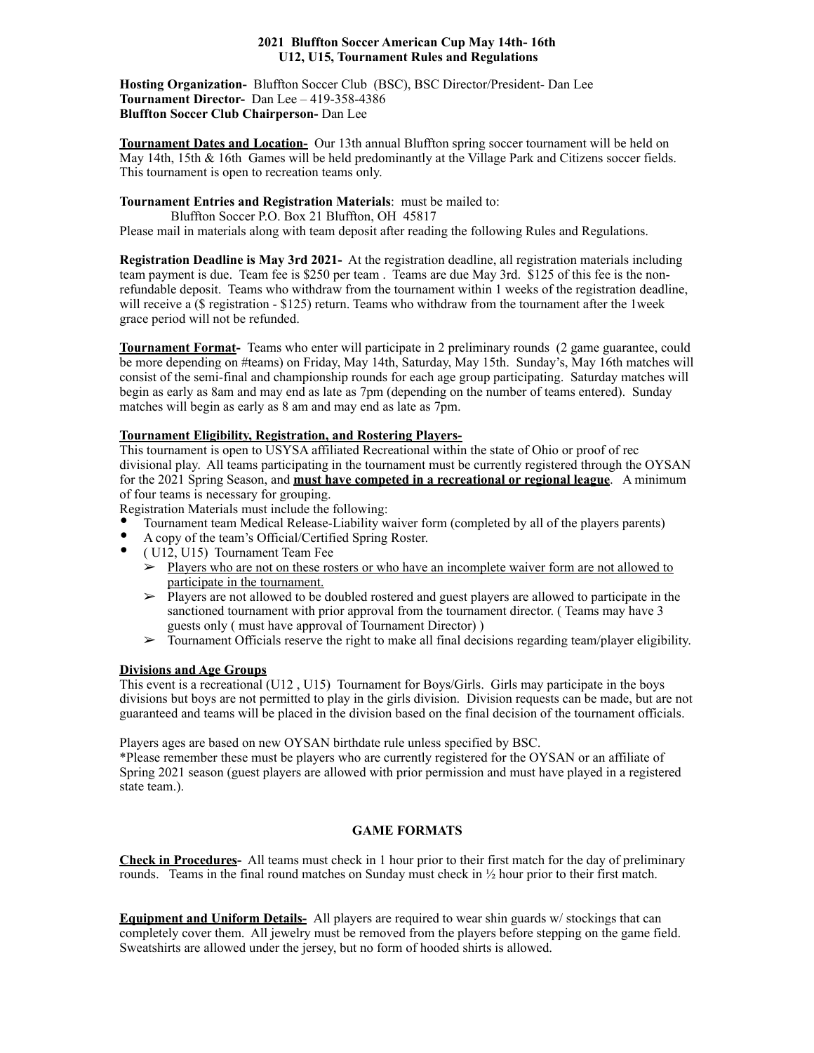**2021 Bluffton Soccer American Cup May 14th- 16th**
**U12, U15, Tournament Rules and Regulations**

**Hosting Organization-** Bluffton Soccer Club (BSC), BSC Director/President- Dan Lee
**Tournament Director-** Dan Lee – 419-358-4386
**Bluffton Soccer Club Chairperson-** Dan Lee

**Tournament Dates and Location-** Our 13th annual Bluffton spring soccer tournament will be held on May 14th, 15th & 16th Games will be held predominantly at the Village Park and Citizens soccer fields. This tournament is open to recreation teams only.

**Tournament Entries and Registration Materials**: must be mailed to:
Bluffton Soccer P.O. Box 21 Bluffton, OH 45817
Please mail in materials along with team deposit after reading the following Rules and Regulations.

**Registration Deadline is May 3rd 2021-** At the registration deadline, all registration materials including team payment is due. Team fee is $250 per team . Teams are due May 3rd. $125 of this fee is the non-refundable deposit. Teams who withdraw from the tournament within 1 weeks of the registration deadline, will receive a ($ registration - $125) return. Teams who withdraw from the tournament after the 1week grace period will not be refunded.

**Tournament Format-** Teams who enter will participate in 2 preliminary rounds (2 game guarantee, could be more depending on #teams) on Friday, May 14th, Saturday, May 15th. Sunday's, May 16th matches will consist of the semi-final and championship rounds for each age group participating. Saturday matches will begin as early as 8am and may end as late as 7pm (depending on the number of teams entered). Sunday matches will begin as early as 8 am and may end as late as 7pm.

**Tournament Eligibility, Registration, and Rostering Players-**
This tournament is open to USYSA affiliated Recreational within the state of Ohio or proof of rec divisional play. All teams participating in the tournament must be currently registered through the OYSAN for the 2021 Spring Season, and **must have competed in a recreational or regional league**. A minimum of four teams is necessary for grouping.
Registration Materials must include the following:

- Tournament team Medical Release-Liability waiver form (completed by all of the players parents)
- A copy of the team's Official/Certified Spring Roster.
- ( U12, U15) Tournament Team Fee
  - Players who are not on these rosters or who have an incomplete waiver form are not allowed to participate in the tournament.
  - Players are not allowed to be doubled rostered and guest players are allowed to participate in the sanctioned tournament with prior approval from the tournament director. ( Teams may have 3 guests only ( must have approval of Tournament Director) )
  - Tournament Officials reserve the right to make all final decisions regarding team/player eligibility.

**Divisions and Age Groups**
This event is a recreational (U12 , U15) Tournament for Boys/Girls. Girls may participate in the boys divisions but boys are not permitted to play in the girls division. Division requests can be made, but are not guaranteed and teams will be placed in the division based on the final decision of the tournament officials.

Players ages are based on new OYSAN birthdate rule unless specified by BSC.
*Please remember these must be players who are currently registered for the OYSAN or an affiliate of Spring 2021 season (guest players are allowed with prior permission and must have played in a registered state team.).

## GAME FORMATS

**Check in Procedures-** All teams must check in 1 hour prior to their first match for the day of preliminary rounds. Teams in the final round matches on Sunday must check in ½ hour prior to their first match.

**Equipment and Uniform Details-** All players are required to wear shin guards w/ stockings that can completely cover them. All jewelry must be removed from the players before stepping on the game field. Sweatshirts are allowed under the jersey, but no form of hooded shirts is allowed.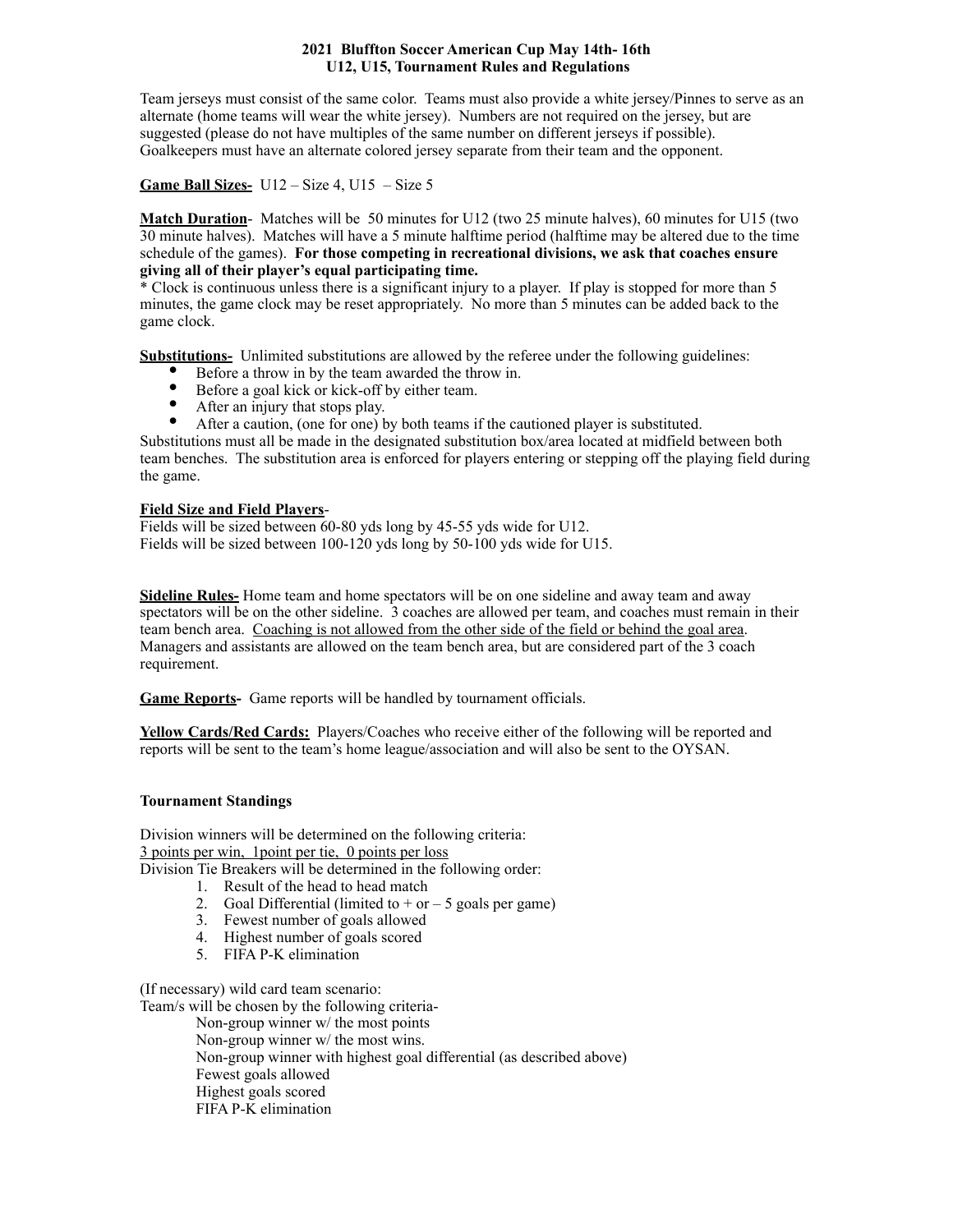**2021 Bluffton Soccer American Cup May 14th- 16th**
**U12, U15, Tournament Rules and Regulations**

Team jerseys must consist of the same color. Teams must also provide a white jersey/Pinnes to serve as an alternate (home teams will wear the white jersey). Numbers are not required on the jersey, but are suggested (please do not have multiples of the same number on different jerseys if possible). Goalkeepers must have an alternate colored jersey separate from their team and the opponent.

**Game Ball Sizes-** U12 – Size 4, U15 – Size 5

**Match Duration**- Matches will be 50 minutes for U12 (two 25 minute halves), 60 minutes for U15 (two 30 minute halves). Matches will have a 5 minute halftime period (halftime may be altered due to the time schedule of the games). **For those competing in recreational divisions, we ask that coaches ensure giving all of their player's equal participating time.**
* Clock is continuous unless there is a significant injury to a player. If play is stopped for more than 5 minutes, the game clock may be reset appropriately. No more than 5 minutes can be added back to the game clock.

**Substitutions-** Unlimited substitutions are allowed by the referee under the following guidelines:

- Before a throw in by the team awarded the throw in.
- Before a goal kick or kick-off by either team.
- After an injury that stops play.
- After a caution, (one for one) by both teams if the cautioned player is substituted.

Substitutions must all be made in the designated substitution box/area located at midfield between both team benches. The substitution area is enforced for players entering or stepping off the playing field during the game.

**Field Size and Field Players**-
Fields will be sized between 60-80 yds long by 45-55 yds wide for U12.
Fields will be sized between 100-120 yds long by 50-100 yds wide for U15.

**Sideline Rules-** Home team and home spectators will be on one sideline and away team and away spectators will be on the other sideline. 3 coaches are allowed per team, and coaches must remain in their team bench area. Coaching is not allowed from the other side of the field or behind the goal area. Managers and assistants are allowed on the team bench area, but are considered part of the 3 coach requirement.

**Game Reports-** Game reports will be handled by tournament officials.

**Yellow Cards/Red Cards:** Players/Coaches who receive either of the following will be reported and reports will be sent to the team's home league/association and will also be sent to the OYSAN.

**Tournament Standings**

Division winners will be determined on the following criteria:
3 points per win, 1point per tie, 0 points per loss
Division Tie Breakers will be determined in the following order:

1. Result of the head to head match
2. Goal Differential (limited to + or – 5 goals per game)
3. Fewest number of goals allowed
4. Highest number of goals scored
5. FIFA P-K elimination

(If necessary) wild card team scenario:
Team/s will be chosen by the following criteria-

Non-group winner w/ the most points
Non-group winner w/ the most wins.
Non-group winner with highest goal differential (as described above)
Fewest goals allowed
Highest goals scored
FIFA P-K elimination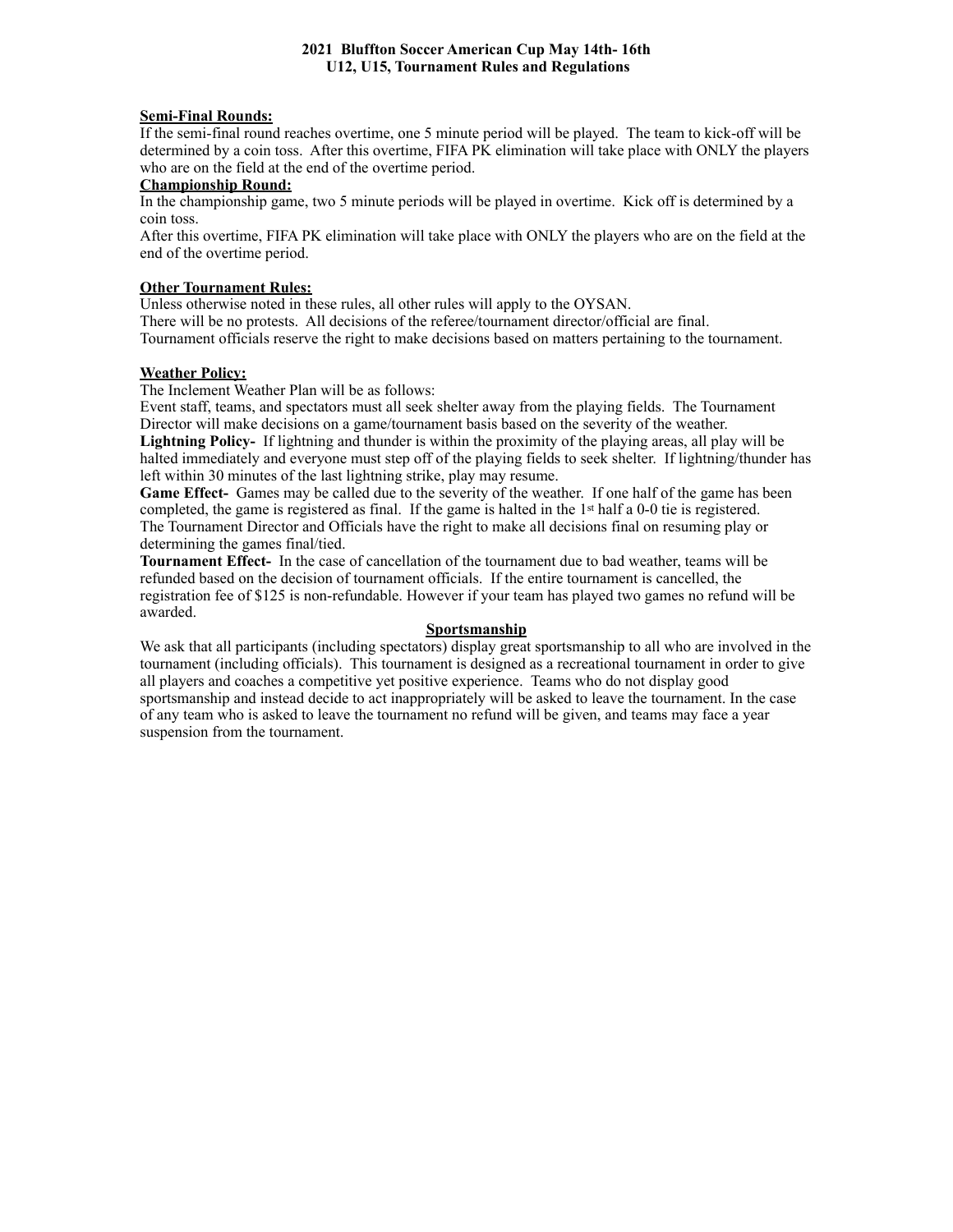**2021 Bluffton Soccer American Cup May 14th- 16th**
**U12, U15, Tournament Rules and Regulations**

**Semi-Final Rounds:**

If the semi-final round reaches overtime, one 5 minute period will be played. The team to kick-off will be determined by a coin toss. After this overtime, FIFA PK elimination will take place with ONLY the players who are on the field at the end of the overtime period.

**Championship Round:**

In the championship game, two 5 minute periods will be played in overtime. Kick off is determined by a coin toss.

After this overtime, FIFA PK elimination will take place with ONLY the players who are on the field at the end of the overtime period.

**Other Tournament Rules:**

Unless otherwise noted in these rules, all other rules will apply to the OYSAN.

There will be no protests. All decisions of the referee/tournament director/official are final.

Tournament officials reserve the right to make decisions based on matters pertaining to the tournament.

**Weather Policy:**

The Inclement Weather Plan will be as follows:

Event staff, teams, and spectators must all seek shelter away from the playing fields. The Tournament Director will make decisions on a game/tournament basis based on the severity of the weather.

**Lightning Policy-** If lightning and thunder is within the proximity of the playing areas, all play will be halted immediately and everyone must step off of the playing fields to seek shelter. If lightning/thunder has left within 30 minutes of the last lightning strike, play may resume.

**Game Effect-** Games may be called due to the severity of the weather. If one half of the game has been completed, the game is registered as final. If the game is halted in the 1st half a 0-0 tie is registered. The Tournament Director and Officials have the right to make all decisions final on resuming play or determining the games final/tied.

**Tournament Effect-** In the case of cancellation of the tournament due to bad weather, teams will be refunded based on the decision of tournament officials. If the entire tournament is cancelled, the registration fee of $125 is non-refundable. However if your team has played two games no refund will be awarded.

**Sportsmanship**

We ask that all participants (including spectators) display great sportsmanship to all who are involved in the tournament (including officials). This tournament is designed as a recreational tournament in order to give all players and coaches a competitive yet positive experience. Teams who do not display good sportsmanship and instead decide to act inappropriately will be asked to leave the tournament. In the case of any team who is asked to leave the tournament no refund will be given, and teams may face a year suspension from the tournament.